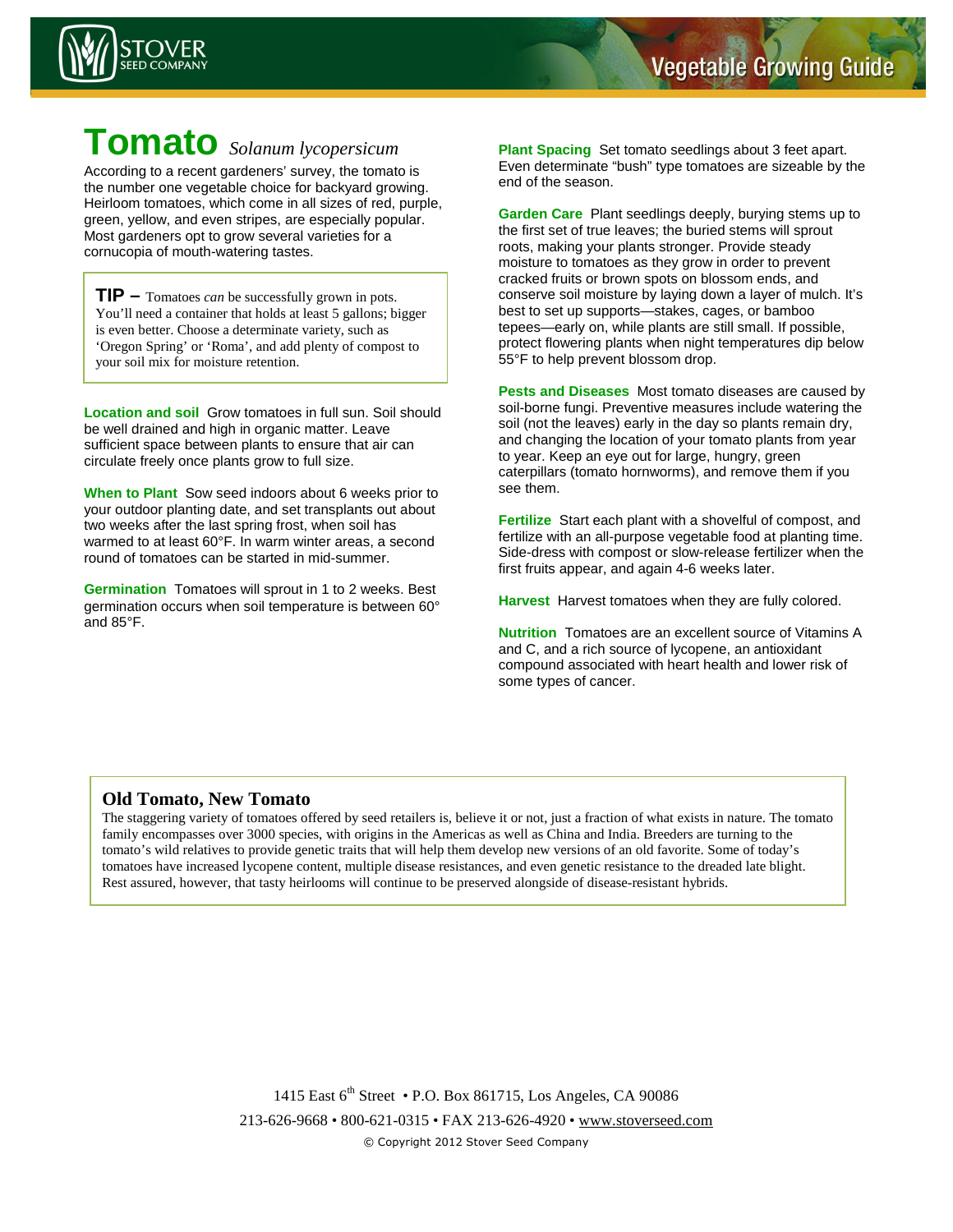# Tomato *Solanum lycopersicum*

According to a recent gardeners' survey, the tomato is the number one vegetable choice for backyard growing. Heirloom tomatoes, which come in all sizes of red, purple, green, yellow, and even stripes, are especially popular. Most gardeners opt to grow several varieties for a cornucopia of mouth-watering tastes.

> **TIP –** Tomatoes *can* be successfully grown in pots. You'll need a container that holds at least 5 gallons; bigger is even better. Choose a determinate variety, such as 'Oregon Spring' or 'Roma', and add plenty of compost to your soil mix for moisture retention.

**Location and soil** Grow tomatoes in full sun. Soil should be well drained and high in organic matter. Leave sufficient space between plants to ensure that air can circulate freely once plants grow to full size.

**When to Plant** Sow seed indoors about 6 weeks prior to your outdoor planting date, and set transplants out about two weeks after the last spring frost, when soil has warmed to at least 60°F. In warm winter areas, a second round of tomatoes can be started in mid-summer.

**Germination** Tomatoes will sprout in 1 to 2 weeks. Best germination occurs when soil temperature is between 60° and 85°F.

**Plant Spacing** Set tomato seedlings about 3 feet apart. Even determinate "bush" type tomatoes are sizeable by the end of the season.

**Garden Care** Plant seedlings deeply, burying stems up to the first set of true leaves; the buried stems will sprout roots, making your plants stronger. Provide steady moisture to tomatoes as they grow in order to prevent cracked fruits or brown spots on blossom ends, and conserve soil moisture by laying down a layer of mulch. It's best to set up supports—stakes, cages, or bamboo tepees—early on, while plants are still small. If possible, protect flowering plants when night temperatures dip below 55°F to help prevent blossom drop.

**Pests and Diseases** Most tomato diseases are caused by soil-borne fungi. Preventive measures include watering the soil (not the leaves) early in the day so plants remain dry, and changing the location of your tomato plants from year to year. Keep an eye out for large, hungry, green caterpillars (tomato hornworms), and remove them if you see them.

**Fertilize** Start each plant with a shovelful of compost, and fertilize with an all-purpose vegetable food at planting time. Side-dress with compost or slow-release fertilizer when the first fruits appear, and again 4-6 weeks later.

**Harvest** Harvest tomatoes when they are fully colored.

**Nutrition** Tomatoes are an excellent source of Vitamins A and C, and a rich source of lycopene, an antioxidant compound associated with heart health and lower risk of some types of cancer.

## Old Tomato, New Tomato

The staggering variety of tomatoes offered by seed retailers is, believe it or not, just a fraction of what exists in nature. The tomato family encompasses over 3000 species, with origins in the Americas as well as China and India. Breeders are turning to the tomato's wild relatives to provide genetic traits that will help them develop new versions of an old favorite. Some of today's tomatoes have increased lycopene content, multiple disease resistances, and even genetic resistance to the dreaded late blight. Rest assured, however, that tasty heirlooms will continue to be preserved alongside of disease-resistant hybrids.

1415 East 6th Street • P.O. Box 861715, Los Angeles, CA 90086
213-626-9668 • 800-621-0315 • FAX 213-626-4920 • www.stoverseed.com
© Copyright 2012 Stover Seed Company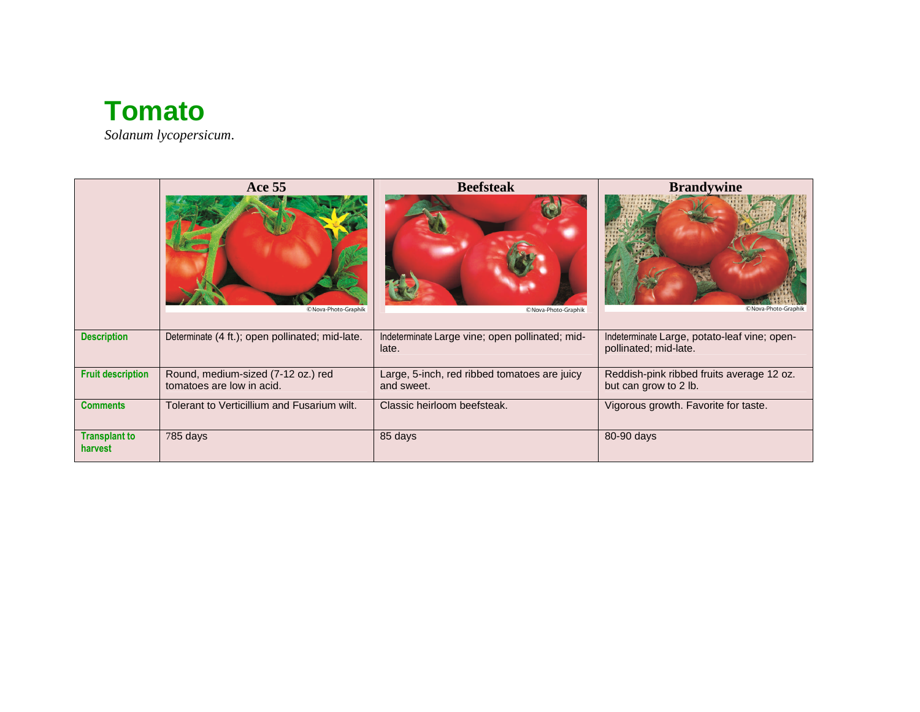# Tomato

*Solanum lycopersicum*.

| | Ace 55 | Beefsteak | Brandywine |
|---|---|---|---|
| **Description** | Determinate (4 ft.); open pollinated; mid-late. | Indeterminate Large vine; open pollinated; mid-late. | Indeterminate Large, potato-leaf vine; open-pollinated; mid-late. |
| **Fruit description** | Round, medium-sized (7-12 oz.) red tomatoes are low in acid. | Large, 5-inch, red ribbed tomatoes are juicy and sweet. | Reddish-pink ribbed fruits average 12 oz. but can grow to 2 lb. |
| **Comments** | Tolerant to Verticillium and Fusarium wilt. | Classic heirloom beefsteak. | Vigorous growth. Favorite for taste. |
| **Transplant to harvest** | 785 days | 85 days | 80-90 days |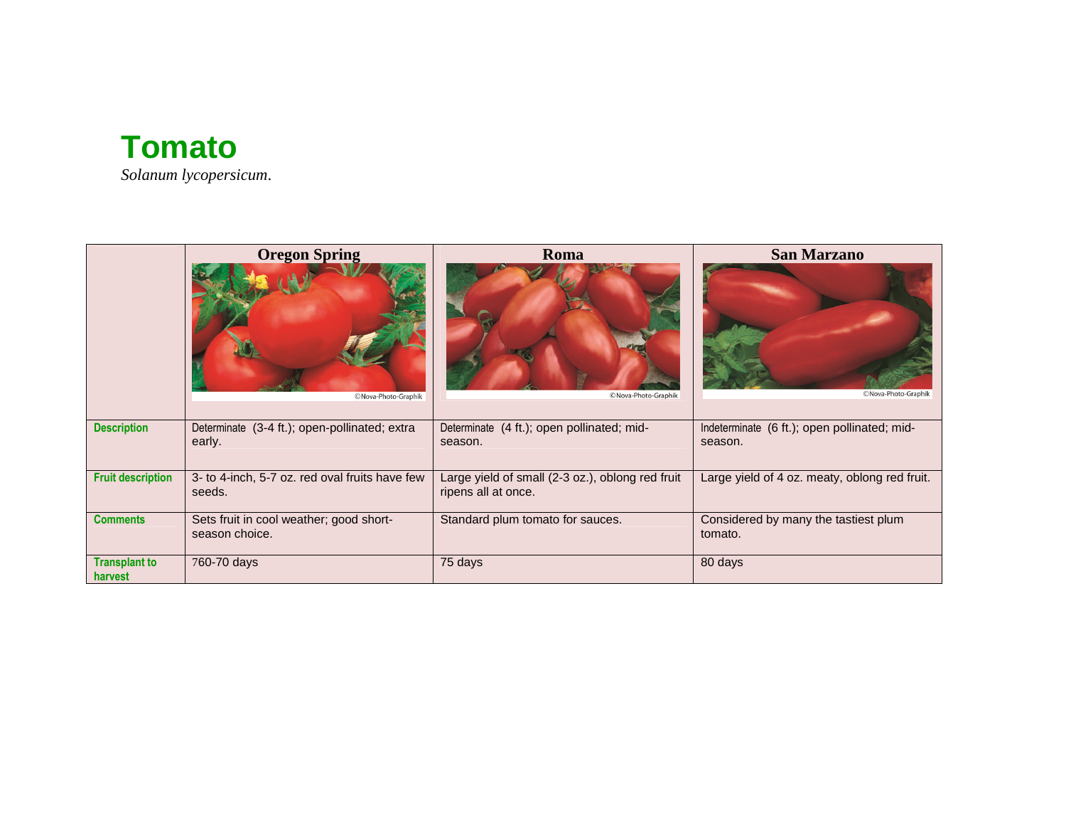# Tomato

*Solanum lycopersicum*.

| | Oregon Spring | Roma | San Marzano |
|---|---|---|---|
| | ©Nova-Photo-Graphik | ©Nova-Photo-Graphik | ©Nova-Photo-Graphik |
| **Description** | Determinate (3-4 ft.); open-pollinated; extra early. | Determinate (4 ft.); open pollinated; mid-season. | Indeterminate (6 ft.); open pollinated; mid-season. |
| **Fruit description** | 3- to 4-inch, 5-7 oz. red oval fruits have few seeds. | Large yield of small (2-3 oz.), oblong red fruit ripens all at once. | Large yield of 4 oz. meaty, oblong red fruit. |
| **Comments** | Sets fruit in cool weather; good short-season choice. | Standard plum tomato for sauces. | Considered by many the tastiest plum tomato. |
| **Transplant to harvest** | 760-70 days | 75 days | 80 days |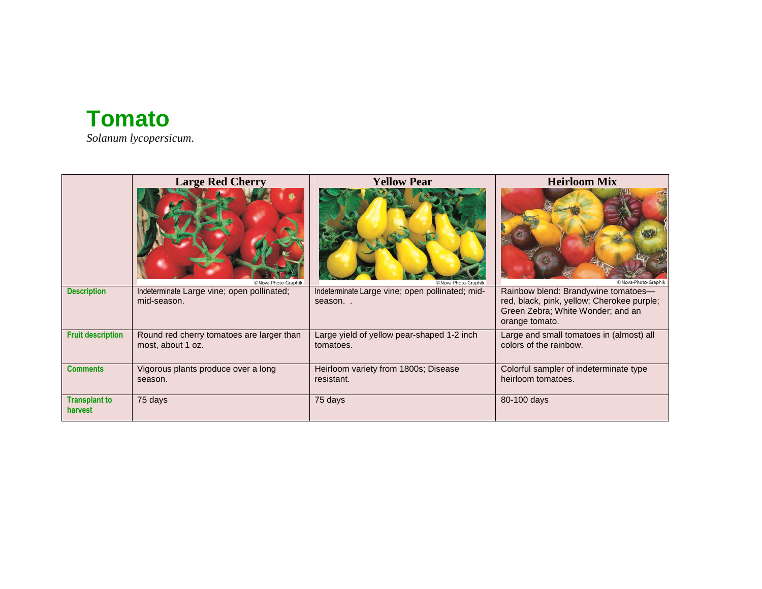# Tomato

*Solanum lycopersicum*.

| | Large Red Cherry | Yellow Pear | Heirloom Mix |
|---|---|---|---|
| | ©Nova-Photo-Graphik | ©Nova-Photo-Graphik | ©Nova-Photo-Graphik |
| **Description** | Indeterminate Large vine; open pollinated; mid-season. | Indeterminate Large vine; open pollinated; mid-season. . | Rainbow blend: Brandywine tomatoes—red, black, pink, yellow; Cherokee purple; Green Zebra; White Wonder; and an orange tomato. |
| **Fruit description** | Round red cherry tomatoes are larger than most, about 1 oz. | Large yield of yellow pear-shaped 1-2 inch tomatoes. | Large and small tomatoes in (almost) all colors of the rainbow. |
| **Comments** | Vigorous plants produce over a long season. | Heirloom variety from 1800s; Disease resistant. | Colorful sampler of indeterminate type heirloom tomatoes. |
| **Transplant to harvest** | 75 days | 75 days | 80-100 days |